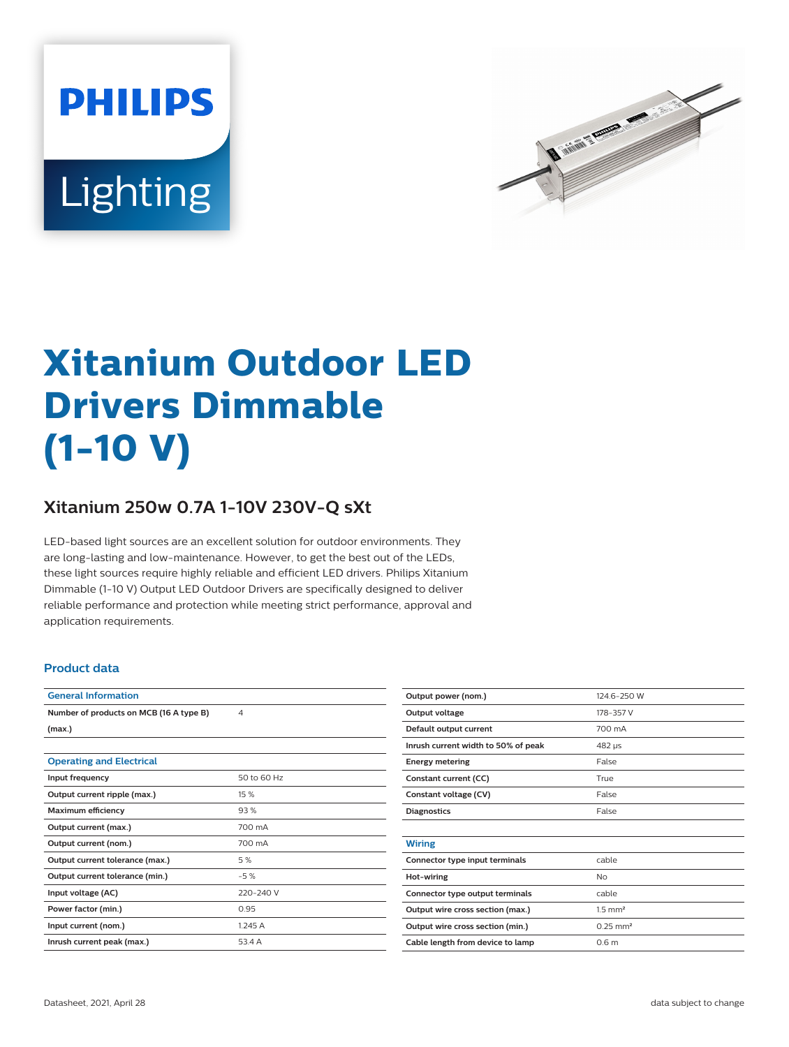PHILIPS

Lighting

# Xitanium Outdoor LED Drivers Dimmable (1-10 V)

## Xitanium 250w 0.7A 1-10V 230V-Q sXt

LED-based light sources are an excellent solution for outdoor environments. They are long-lasting and low-maintenance. However, to get the best out of the LEDs, these light sources require highly reliable and efficient LED drivers. Philips Xitanium Dimmable (1-10 V) Output LED Outdoor Drivers are specifically designed to deliver reliable performance and protection while meeting strict performance, approval and application requirements.

### Product data

| General Information | |
|---|---|
| Number of products on MCB (16 A type B) (max.) | 4 |

| Operating and Electrical | |
|---|---|
| Input frequency | 50 to 60 Hz |
| Output current ripple (max.) | 15 % |
| Maximum efficiency | 93 % |
| Output current (max.) | 700 mA |
| Output current (nom.) | 700 mA |
| Output current tolerance (max.) | 5 % |
| Output current tolerance (min.) | -5 % |
| Input voltage (AC) | 220-240 V |
| Power factor (min.) | 0.95 |
| Input current (nom.) | 1.245 A |
| Inrush current peak (max.) | 53.4 A |
| Output power (nom.) | 124.6-250 W |
| Output voltage | 178-357 V |
| Default output current | 700 mA |
| Inrush current width to 50% of peak | 482 µs |
| Energy metering | False |
| Constant current (CC) | True |
| Constant voltage (CV) | False |
| Diagnostics | False |

| Wiring | |
|---|---|
| Connector type input terminals | cable |
| Hot-wiring | No |
| Connector type output terminals | cable |
| Output wire cross section (max.) | 1.5 mm² |
| Output wire cross section (min.) | 0.25 mm² |
| Cable length from device to lamp | 0.6 m |

Datasheet, 2021, April 28

data subject to change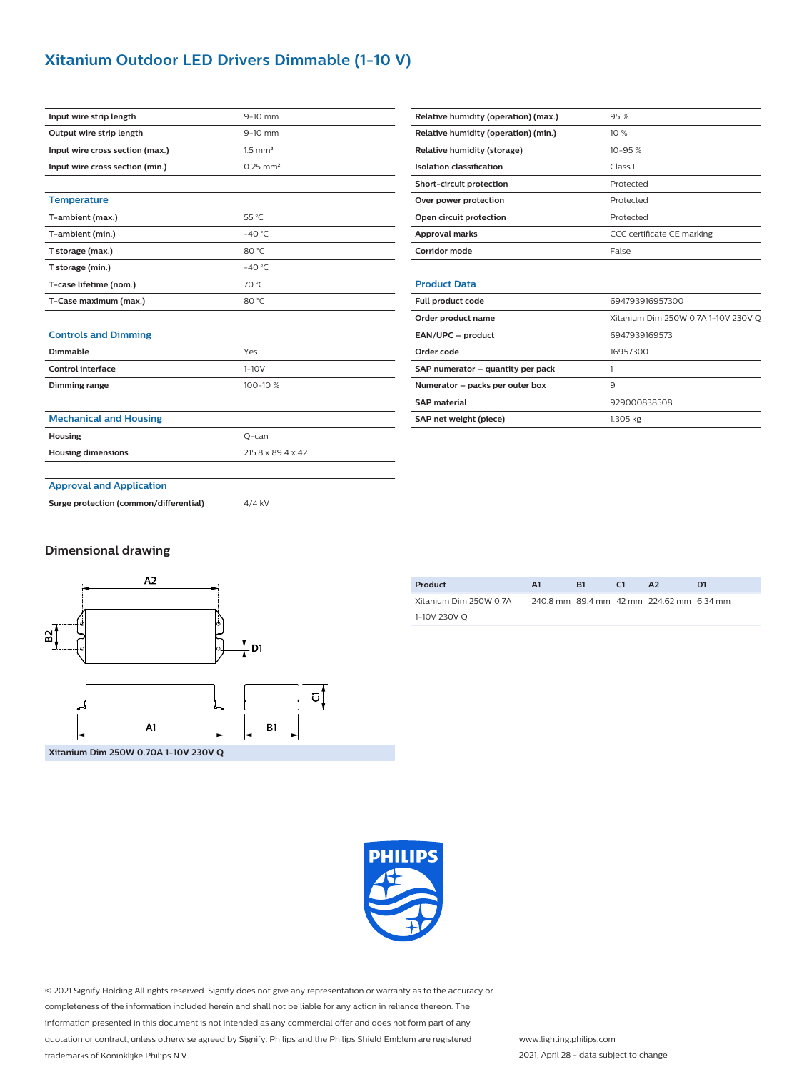## Xitanium Outdoor LED Drivers Dimmable (1-10 V)

| | |
|---|---|
| Input wire strip length | 9-10 mm |
| Output wire strip length | 9-10 mm |
| Input wire cross section (max.) | 1.5 mm² |
| Input wire cross section (min.) | 0.25 mm² |

### Temperature

| | |
|---|---|
| T-ambient (max.) | 55 °C |
| T-ambient (min.) | -40 °C |
| T storage (max.) | 80 °C |
| T storage (min.) | -40 °C |
| T-case lifetime (nom.) | 70 °C |
| T-Case maximum (max.) | 80 °C |

### Controls and Dimming

| | |
|---|---|
| Dimmable | Yes |
| Control interface | 1-10V |
| Dimming range | 100-10 % |

### Mechanical and Housing

| | |
|---|---|
| Housing | Q-can |
| Housing dimensions | 215.8 x 89.4 x 42 |

### Approval and Application

| | |
|---|---|
| Surge protection (common/differential) | 4/4 kV |
| Relative humidity (operation) (max.) | 95 % |
| Relative humidity (operation) (min.) | 10 % |
| Relative humidity (storage) | 10-95 % |
| Isolation classification | Class I |
| Short-circuit protection | Protected |
| Over power protection | Protected |
| Open circuit protection | Protected |
| Approval marks | CCC certificate CE marking |
| Corridor mode | False |

### Product Data

| | |
|---|---|
| Full product code | 694793916957300 |
| Order product name | Xitanium Dim 250W 0.7A 1-10V 230V Q |
| EAN/UPC – product | 6947939169573 |
| Order code | 16957300 |
| SAP numerator – quantity per pack | 1 |
| Numerator – packs per outer box | 9 |
| SAP material | 929000838508 |
| SAP net weight (piece) | 1.305 kg |

## Dimensional drawing

A2
B2
D1
C1
A1
B1

Xitanium Dim 250W 0.70A 1-10V 230V Q

| Product | A1 | B1 | C1 | A2 | D1 |
|---|---|---|---|---|---|
| Xitanium Dim 250W 0.7A 1-10V 230V Q | 240.8 mm | 89.4 mm | 42 mm | 224.62 mm | 6.34 mm |

© 2021 Signify Holding All rights reserved. Signify does not give any representation or warranty as to the accuracy or completeness of the information included herein and shall not be liable for any action in reliance thereon. The information presented in this document is not intended as any commercial offer and does not form part of any quotation or contract, unless otherwise agreed by Signify. Philips and the Philips Shield Emblem are registered trademarks of Koninklijke Philips N.V.

www.lighting.philips.com

2021, April 28 - data subject to change